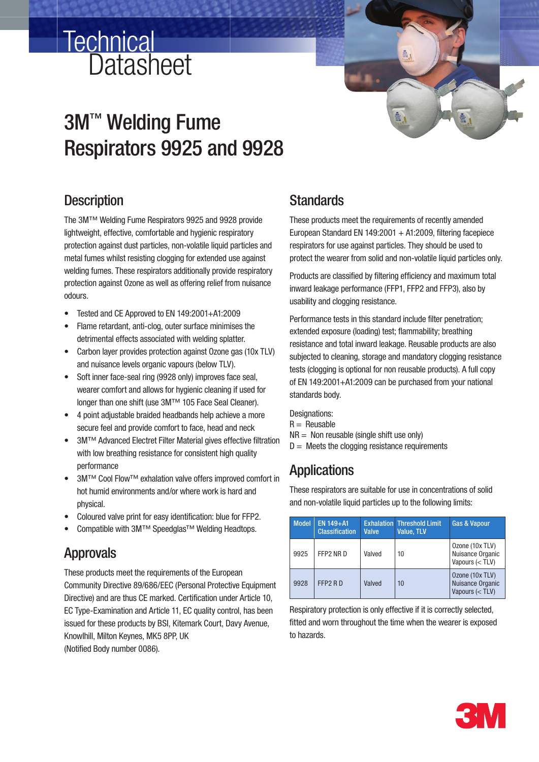# Technical Datasheet

# 3M™ Welding Fume Respirators 9925 and 9928

## Description

The 3M™ Welding Fume Respirators 9925 and 9928 provide lightweight, effective, comfortable and hygienic respiratory protection against dust particles, non-volatile liquid particles and metal fumes whilst resisting clogging for extended use against welding fumes. These respirators additionally provide respiratory protection against Ozone as well as offering relief from nuisance odours.

- Tested and CE Approved to EN 149:2001+A1:2009
- Flame retardant, anti-clog, outer surface minimises the detrimental effects associated with welding splatter.
- Carbon layer provides protection against Ozone gas (10x TLV) and nuisance levels organic vapours (below TLV).
- Soft inner face-seal ring (9928 only) improves face seal, wearer comfort and allows for hygienic cleaning if used for longer than one shift (use 3M™ 105 Face Seal Cleaner).
- 4 point adjustable braided headbands help achieve a more secure feel and provide comfort to face, head and neck
- 3M™ Advanced Electret Filter Material gives effective filtration with low breathing resistance for consistent high quality performance
- 3M™ Cool Flow™ exhalation valve offers improved comfort in hot humid environments and/or where work is hard and physical.
- Coloured valve print for easy identification: blue for FFP2.
- Compatible with 3M™ Speedglas™ Welding Headtops.

## Approvals

These products meet the requirements of the European Community Directive 89/686/EEC (Personal Protective Equipment Directive) and are thus CE marked. Certification under Article 10, EC Type-Examination and Article 11, EC quality control, has been issued for these products by BSI, Kitemark Court, Davy Avenue, Knowlhill, Milton Keynes, MK5 8PP, UK
(Notified Body number 0086).

## Standards

These products meet the requirements of recently amended European Standard EN 149:2001 + A1:2009, filtering facepiece respirators for use against particles. They should be used to protect the wearer from solid and non-volatile liquid particles only.

Products are classified by filtering efficiency and maximum total inward leakage performance (FFP1, FFP2 and FFP3), also by usability and clogging resistance.

Performance tests in this standard include filter penetration; extended exposure (loading) test; flammability; breathing resistance and total inward leakage. Reusable products are also subjected to cleaning, storage and mandatory clogging resistance tests (clogging is optional for non reusable products). A full copy of EN 149:2001+A1:2009 can be purchased from your national standards body.

Designations:
R = Reusable
NR = Non reusable (single shift use only)
D = Meets the clogging resistance requirements

## Applications

These respirators are suitable for use in concentrations of solid and non-volatile liquid particles up to the following limits:

| Model | EN 149+A1 Classification | Exhalation Valve | Threshold Limit Value, TLV | Gas & Vapour |
|---|---|---|---|---|
| 9925 | FFP2 NR D | Valved | 10 | Ozone (10x TLV) Nuisance Organic Vapours (< TLV) |
| 9928 | FFP2 R D | Valved | 10 | Ozone (10x TLV) Nuisance Organic Vapours (< TLV) |

Respiratory protection is only effective if it is correctly selected, fitted and worn throughout the time when the wearer is exposed to hazards.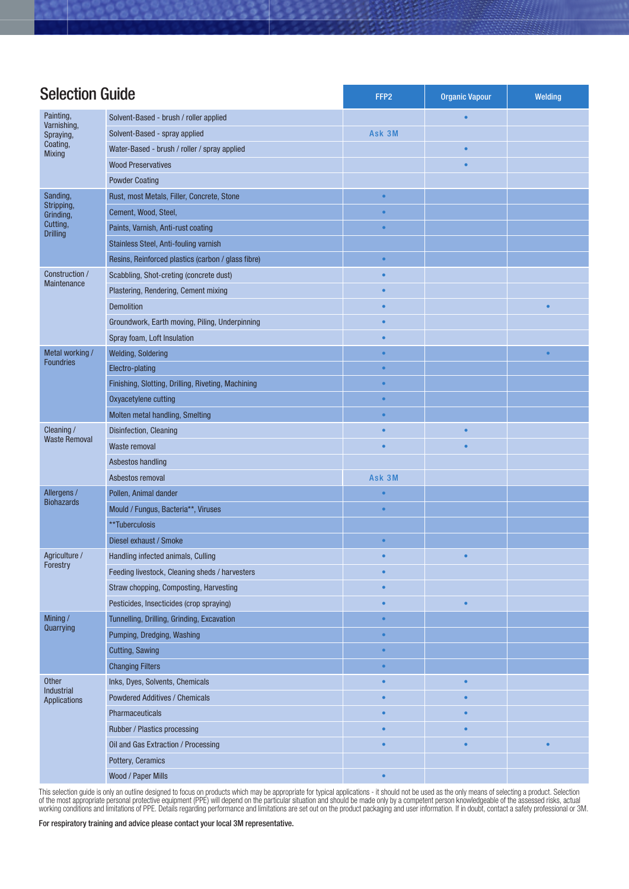## Selection Guide

| Category | Application | FFP2 | Organic Vapour | Welding |
|---|---|---|---|---|
| Painting, Varnishing, Spraying, Coating, Mixing | Solvent-Based - brush / roller applied | | • | |
| | Solvent-Based - spray applied | Ask 3M | | |
| | Water-Based - brush / roller / spray applied | | • | |
| | Wood Preservatives | | • | |
| | Powder Coating | | | |
| Sanding, Stripping, Grinding, Cutting, Drilling | Rust, most Metals, Filler, Concrete, Stone | • | | |
| | Cement, Wood, Steel, | • | | |
| | Paints, Varnish, Anti-rust coating | • | | |
| | Stainless Steel, Anti-fouling varnish | | | |
| | Resins, Reinforced plastics (carbon / glass fibre) | • | | |
| Construction / Maintenance | Scabbling, Shot-creting (concrete dust) | • | | |
| | Plastering, Rendering, Cement mixing | • | | |
| | Demolition | • | | • |
| | Groundwork, Earth moving, Piling, Underpinning | • | | |
| | Spray foam, Loft Insulation | • | | |
| Metal working / Foundries | Welding, Soldering | • | | • |
| | Electro-plating | • | | |
| | Finishing, Slotting, Drilling, Riveting, Machining | • | | |
| | Oxyacetylene cutting | • | | |
| | Molten metal handling, Smelting | • | | |
| Cleaning / Waste Removal | Disinfection, Cleaning | • | • | |
| | Waste removal | • | • | |
| | Asbestos handling | | | |
| | Asbestos removal | Ask 3M | | |
| Allergens / Biohazards | Pollen, Animal dander | • | | |
| | Mould / Fungus, Bacteria**, Viruses | • | | |
| | **Tuberculosis | | | |
| | Diesel exhaust / Smoke | • | | |
| Agriculture / Forestry | Handling infected animals, Culling | • | • | |
| | Feeding livestock, Cleaning sheds / harvesters | • | | |
| | Straw chopping, Composting, Harvesting | • | | |
| | Pesticides, Insecticides (crop spraying) | • | • | |
| Mining / Quarrying | Tunnelling, Drilling, Grinding, Excavation | • | | |
| | Pumping, Dredging, Washing | • | | |
| | Cutting, Sawing | • | | |
| | Changing Filters | • | | |
| Other Industrial Applications | Inks, Dyes, Solvents, Chemicals | • | • | |
| | Powdered Additives / Chemicals | • | • | |
| | Pharmaceuticals | • | • | |
| | Rubber / Plastics processing | • | • | |
| | Oil and Gas Extraction / Processing | • | • | • |
| | Pottery, Ceramics | | | |
| | Wood / Paper Mills | • | | |

This selection guide is only an outline designed to focus on products which may be appropriate for typical applications - it should not be used as the only means of selecting a product. Selection of the most appropriate personal protective equipment (PPE) will depend on the particular situation and should be made only by a competent person knowledgeable of the assessed risks, actual working conditions and limitations of PPE. Details regarding performance and limitations are set out on the product packaging and user information. If in doubt, contact a safety professional or 3M.

**For respiratory training and advice please contact your local 3M representative.**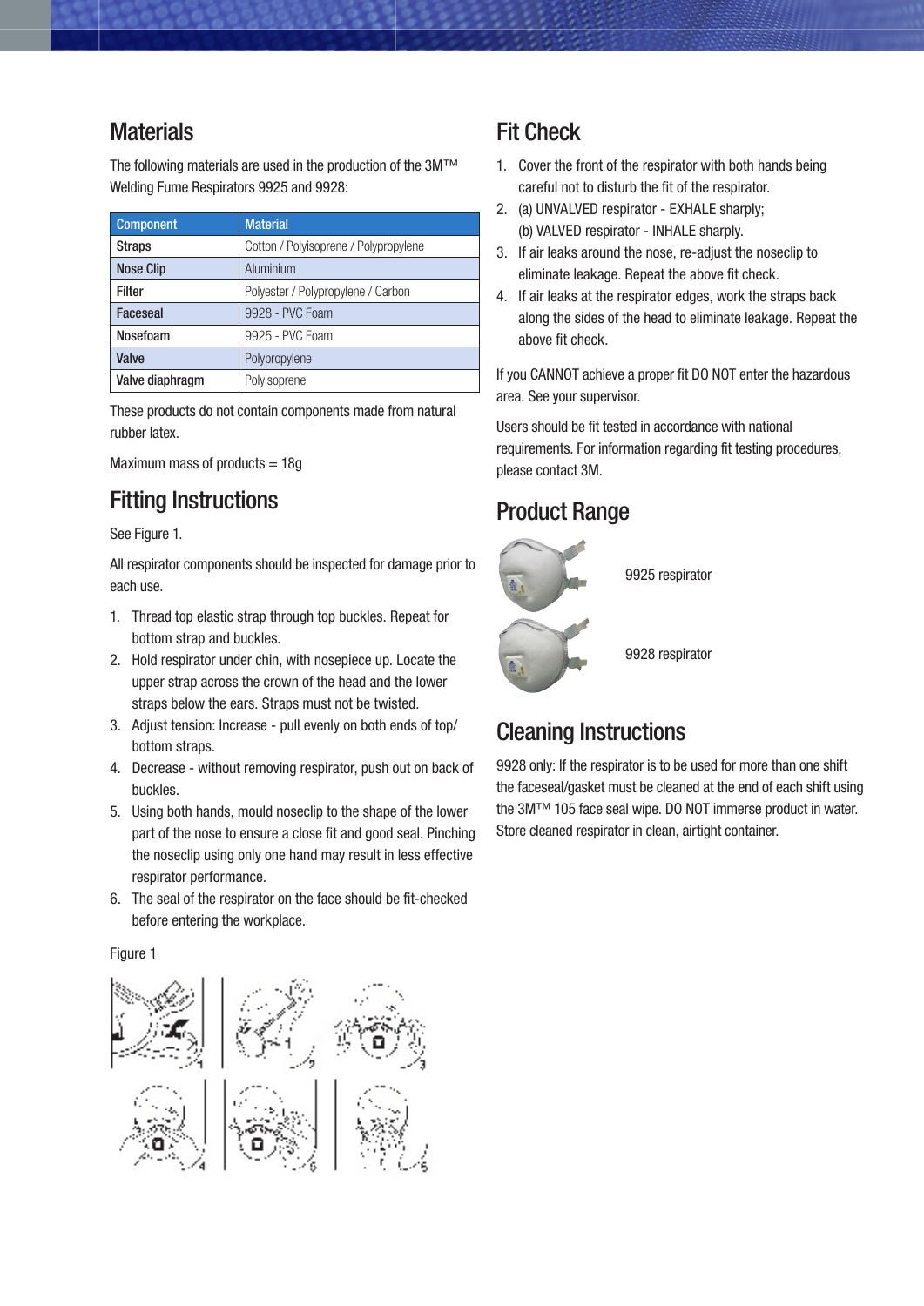## Materials

The following materials are used in the production of the 3M™™ Welding Fume Respirators 9925 and 9928:

| Component | Material |
|---|---|
| Straps | Cotton / Polyisoprene / Polypropylene |
| Nose Clip | Aluminium |
| Filter | Polyester / Polypropylene / Carbon |
| Faceseal | 9928 - PVC Foam |
| Nosefoam | 9925 - PVC Foam |
| Valve | Polypropylene |
| Valve diaphragm | Polyisoprene |

These products do not contain components made from natural rubber latex.

Maximum mass of products = 18g

## Fitting Instructions

See Figure 1.

All respirator components should be inspected for damage prior to each use.

1. Thread top elastic strap through top buckles. Repeat for bottom strap and buckles.
2. Hold respirator under chin, with nosepiece up. Locate the upper strap across the crown of the head and the lower straps below the ears. Straps must not be twisted.
3. Adjust tension: Increase - pull evenly on both ends of top/ bottom straps.
4. Decrease - without removing respirator, push out on back of buckles.
5. Using both hands, mould noseclip to the shape of the lower part of the nose to ensure a close fit and good seal. Pinching the noseclip using only one hand may result in less effective respirator performance.
6. The seal of the respirator on the face should be fit-checked before entering the workplace.

Figure 1

## Fit Check

1. Cover the front of the respirator with both hands being careful not to disturb the fit of the respirator.
2. (a) UNVALVED respirator - EXHALE sharply;
   (b) VALVED respirator - INHALE sharply.
3. If air leaks around the nose, re-adjust the noseclip to eliminate leakage. Repeat the above fit check.
4. If air leaks at the respirator edges, work the straps back along the sides of the head to eliminate leakage. Repeat the above fit check.

If you CANNOT achieve a proper fit DO NOT enter the hazardous area. See your supervisor.

Users should be fit tested in accordance with national requirements. For information regarding fit testing procedures, please contact 3M.

## Product Range

9925 respirator

9928 respirator

## Cleaning Instructions

9928 only: If the respirator is to be used for more than one shift the faceseal/gasket must be cleaned at the end of each shift using the 3M™™ 105 face seal wipe. DO NOT immerse product in water. Store cleaned respirator in clean, airtight container.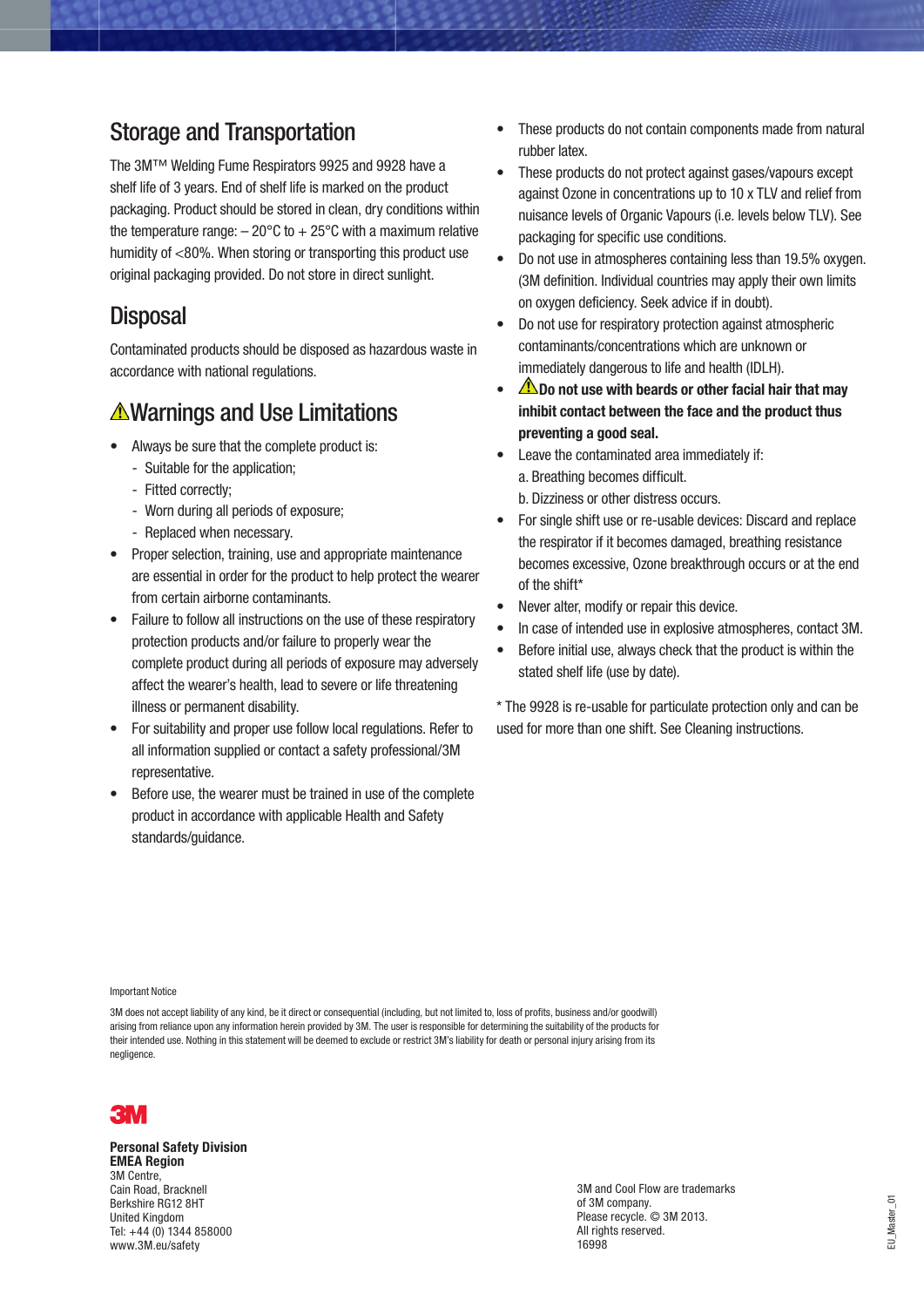## Storage and Transportation

The 3M™ Welding Fume Respirators 9925 and 9928 have a shelf life of 3 years. End of shelf life is marked on the product packaging. Product should be stored in clean, dry conditions within the temperature range: – 20°C to + 25°C with a maximum relative humidity of <80%. When storing or transporting this product use original packaging provided. Do not store in direct sunlight.

## Disposal

Contaminated products should be disposed as hazardous waste in accordance with national regulations.

## ⚠Warnings and Use Limitations

- Always be sure that the complete product is:
  - Suitable for the application;
  - Fitted correctly;
  - Worn during all periods of exposure;
  - Replaced when necessary.
- Proper selection, training, use and appropriate maintenance are essential in order for the product to help protect the wearer from certain airborne contaminants.
- Failure to follow all instructions on the use of these respiratory protection products and/or failure to properly wear the complete product during all periods of exposure may adversely affect the wearer's health, lead to severe or life threatening illness or permanent disability.
- For suitability and proper use follow local regulations. Refer to all information supplied or contact a safety professional/3M representative.
- Before use, the wearer must be trained in use of the complete product in accordance with applicable Health and Safety standards/guidance.
- These products do not contain components made from natural rubber latex.
- These products do not protect against gases/vapours except against Ozone in concentrations up to 10 x TLV and relief from nuisance levels of Organic Vapours (i.e. levels below TLV). See packaging for specific use conditions.
- Do not use in atmospheres containing less than 19.5% oxygen. (3M definition. Individual countries may apply their own limits on oxygen deficiency. Seek advice if in doubt).
- Do not use for respiratory protection against atmospheric contaminants/concentrations which are unknown or immediately dangerous to life and health (IDLH).
- ⚠**Do not use with beards or other facial hair that may inhibit contact between the face and the product thus preventing a good seal.**
- Leave the contaminated area immediately if:
  a. Breathing becomes difficult.
  b. Dizziness or other distress occurs.
- For single shift use or re-usable devices: Discard and replace the respirator if it becomes damaged, breathing resistance becomes excessive, Ozone breakthrough occurs or at the end of the shift*
- Never alter, modify or repair this device.
- In case of intended use in explosive atmospheres, contact 3M.
- Before initial use, always check that the product is within the stated shelf life (use by date).

* The 9928 is re-usable for particulate protection only and can be used for more than one shift. See Cleaning instructions.

Important Notice

3M does not accept liability of any kind, be it direct or consequential (including, but not limited to, loss of profits, business and/or goodwill) arising from reliance upon any information herein provided by 3M. The user is responsible for determining the suitability of the products for their intended use. Nothing in this statement will be deemed to exclude or restrict 3M's liability for death or personal injury arising from its negligence.

3M

**Personal Safety Division**
**EMEA Region**
3M Centre,
Cain Road, Bracknell
Berkshire RG12 8HT
United Kingdom
Tel: +44 (0) 1344 858000
www.3M.eu/safety

3M and Cool Flow are trademarks of 3M company.
Please recycle. © 3M 2013.
All rights reserved.
16998

EU_Master_01